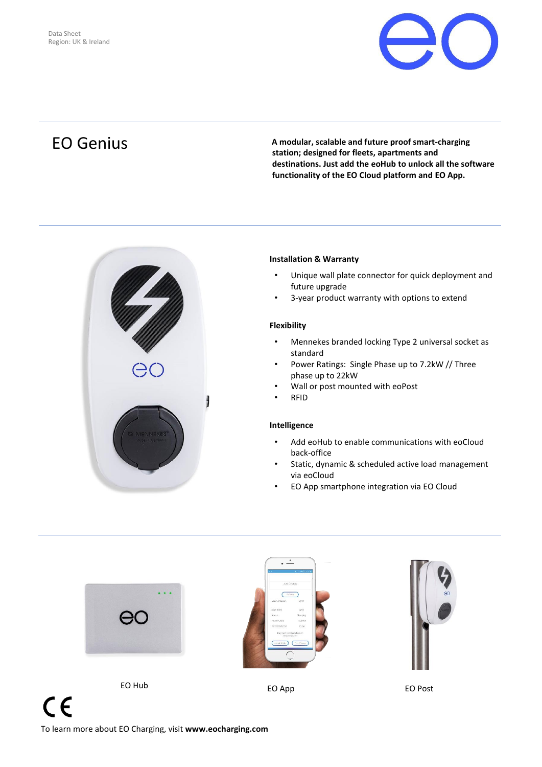Data Sheet
Region: UK & Ireland

# EO Genius

**A modular, scalable and future proof smart-charging station; designed for fleets, apartments and destinations. Just add the eoHub to unlock all the software functionality of the EO Cloud platform and EO App.**

### Installation & Warranty

- Unique wall plate connector for quick deployment and future upgrade
- 3-year product warranty with options to extend

### Flexibility

- Mennekes branded locking Type 2 universal socket as standard
- Power Ratings: Single Phase up to 7.2kW // Three phase up to 22kW
- Wall or post mounted with eoPost
- RFID

### Intelligence

- Add eoHub to enable communications with eoCloud back-office
- Static, dynamic & scheduled active load management via eoCloud
- EO App smartphone integration via EO Cloud

EO Hub

EO App

EO Post

CE

To learn more about EO Charging, visit **www.eocharging.com**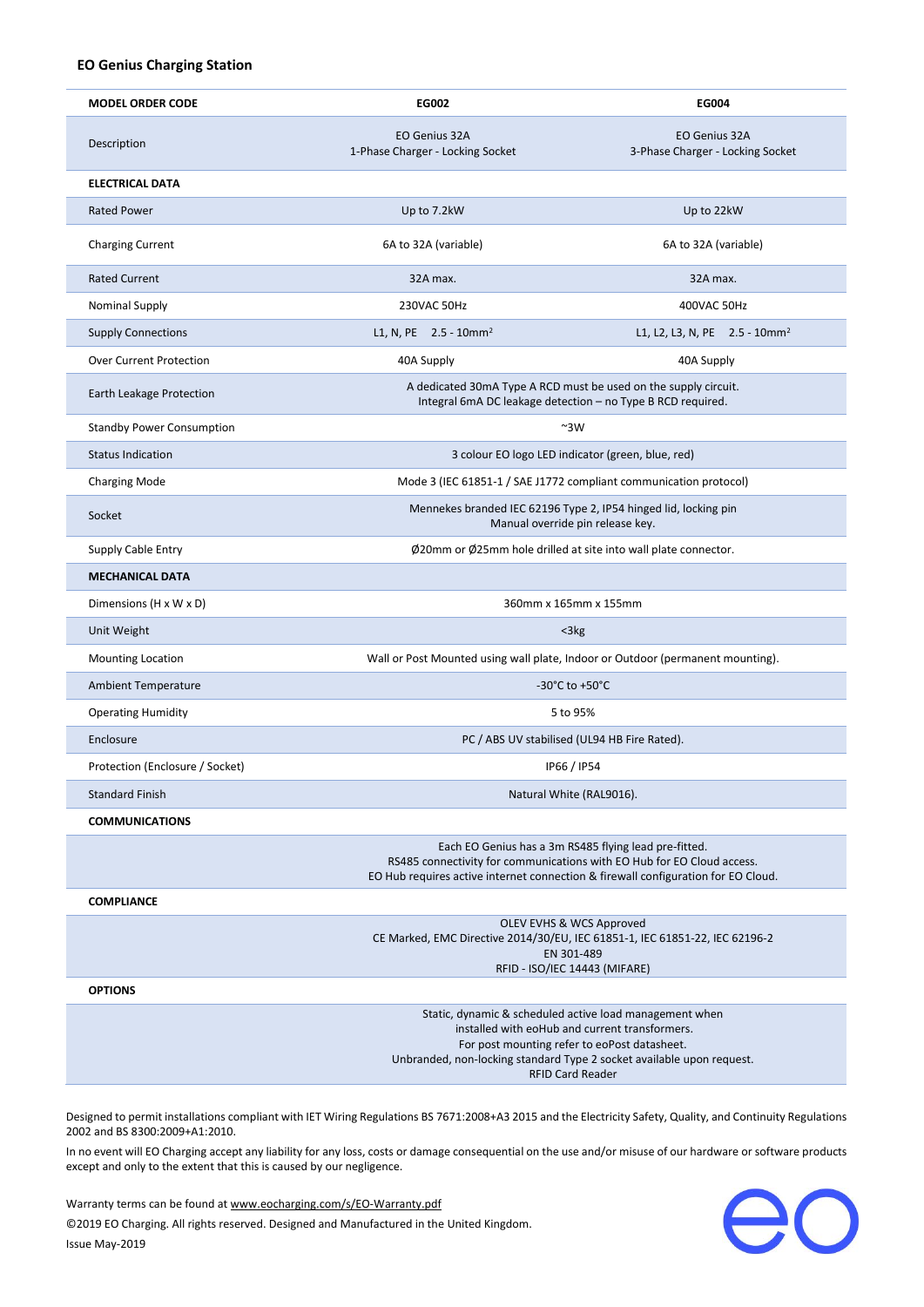## EO Genius Charging Station

| MODEL ORDER CODE | EG002 | EG004 |
|---|---|---|
| Description | EO Genius 32A<br>1-Phase Charger - Locking Socket | EO Genius 32A<br>3-Phase Charger - Locking Socket |
| **ELECTRICAL DATA** | | |
| Rated Power | Up to 7.2kW | Up to 22kW |
| Charging Current | 6A to 32A (variable) | 6A to 32A (variable) |
| Rated Current | 32A max. | 32A max. |
| Nominal Supply | 230VAC 50Hz | 400VAC 50Hz |
| Supply Connections | L1, N, PE 2.5 - 10mm² | L1, L2, L3, N, PE 2.5 - 10mm² |
| Over Current Protection | 40A Supply | 40A Supply |
| Earth Leakage Protection | A dedicated 30mA Type A RCD must be used on the supply circuit.<br>Integral 6mA DC leakage detection – no Type B RCD required. | |
| Standby Power Consumption | ~3W | |
| Status Indication | 3 colour EO logo LED indicator (green, blue, red) | |
| Charging Mode | Mode 3 (IEC 61851-1 / SAE J1772 compliant communication protocol) | |
| Socket | Mennekes branded IEC 62196 Type 2, IP54 hinged lid, locking pin<br>Manual override pin release key. | |
| Supply Cable Entry | Ø20mm or Ø25mm hole drilled at site into wall plate connector. | |
| **MECHANICAL DATA** | | |
| Dimensions (H x W x D) | 360mm x 165mm x 155mm | |
| Unit Weight | <3kg | |
| Mounting Location | Wall or Post Mounted using wall plate, Indoor or Outdoor (permanent mounting). | |
| Ambient Temperature | -30°C to +50°C | |
| Operating Humidity | 5 to 95% | |
| Enclosure | PC / ABS UV stabilised (UL94 HB Fire Rated). | |
| Protection (Enclosure / Socket) | IP66 / IP54 | |
| Standard Finish | Natural White (RAL9016). | |
| **COMMUNICATIONS** | | |
| | Each EO Genius has a 3m RS485 flying lead pre-fitted.<br>RS485 connectivity for communications with EO Hub for EO Cloud access.<br>EO Hub requires active internet connection & firewall configuration for EO Cloud. | |
| **COMPLIANCE** | | |
| | OLEV EVHS & WCS Approved<br>CE Marked, EMC Directive 2014/30/EU, IEC 61851-1, IEC 61851-22, IEC 62196-2<br>EN 301-489<br>RFID - ISO/IEC 14443 (MIFARE) | |
| **OPTIONS** | | |
| | Static, dynamic & scheduled active load management when installed with eoHub and current transformers.<br>For post mounting refer to eoPost datasheet.<br>Unbranded, non-locking standard Type 2 socket available upon request.<br>RFID Card Reader | |

Designed to permit installations compliant with IET Wiring Regulations BS 7671:2008+A3 2015 and the Electricity Safety, Quality, and Continuity Regulations 2002 and BS 8300:2009+A1:2010.

In no event will EO Charging accept any liability for any loss, costs or damage consequential on the use and/or misuse of our hardware or software products except and only to the extent that this is caused by our negligence.

Warranty terms can be found at www.eocharging.com/s/EO-Warranty.pdf

©2019 EO Charging. All rights reserved. Designed and Manufactured in the United Kingdom.

Issue May-2019